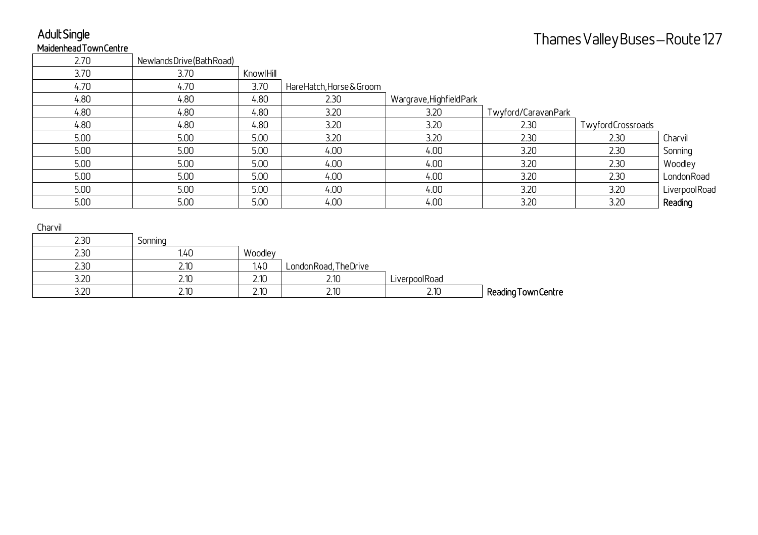# Thames Valley Buses – Route 127

## Adult Single

**Maidenhead Town Centre**

| | | | | | | | |
|---|---|---|---|---|---|---|---|
| 2.70 | Newlands Drive (Bath Road) | | | | | | |
| 3.70 | 3.70 | Knowl Hill | | | | | |
| 4.70 | 4.70 | 3.70 | Hare Hatch, Horse & Groom | | | | |
| 4.80 | 4.80 | 4.80 | 2.30 | Wargrave, Highfield Park | | | |
| 4.80 | 4.80 | 4.80 | 3.20 | 3.20 | Twyford/Caravan Park | | |
| 4.80 | 4.80 | 4.80 | 3.20 | 3.20 | 2.30 | Twyford Crossroads | |
| 5.00 | 5.00 | 5.00 | 3.20 | 3.20 | 2.30 | 2.30 | Charvil |
| 5.00 | 5.00 | 5.00 | 4.00 | 4.00 | 3.20 | 2.30 | Sonning |
| 5.00 | 5.00 | 5.00 | 4.00 | 4.00 | 3.20 | 2.30 | Woodley |
| 5.00 | 5.00 | 5.00 | 4.00 | 4.00 | 3.20 | 2.30 | London Road |
| 5.00 | 5.00 | 5.00 | 4.00 | 4.00 | 3.20 | 3.20 | Liverpool Road |
| 5.00 | 5.00 | 5.00 | 4.00 | 4.00 | 3.20 | 3.20 | **Reading** |

Charvil

| | | | | | |
|---|---|---|---|---|---|
| 2.30 | Sonning | | | | |
| 2.30 | 1.40 | Woodley | | | |
| 2.30 | 2.10 | 1.40 | London Road, The Drive | | |
| 3.20 | 2.10 | 2.10 | 2.10 | Liverpool Road | |
| 3.20 | 2.10 | 2.10 | 2.10 | 2.10 | **Reading Town Centre** |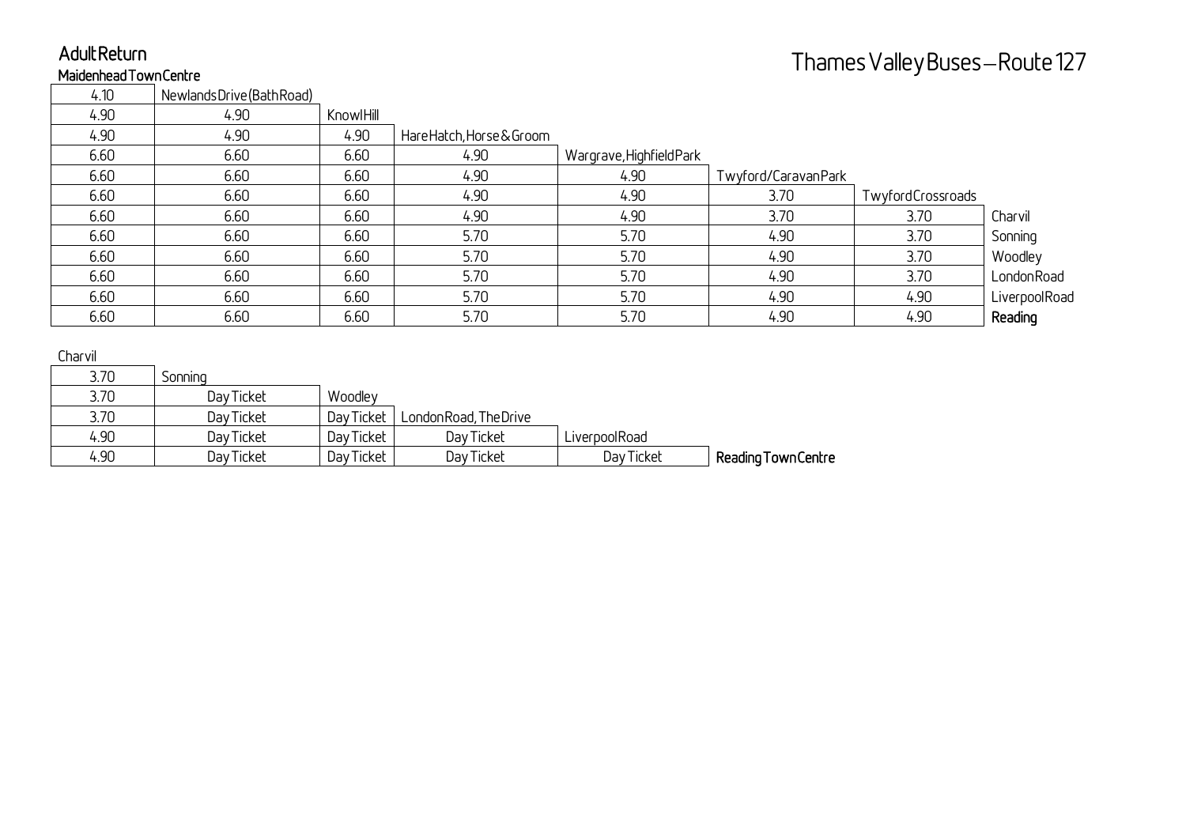# Thames Valley Buses – Route 127

## Adult Return

**Maidenhead Town Centre**

| 4.10 | Newlands Drive (Bath Road) | | | | | | |
|---|---|---|---|---|---|---|---|
| 4.90 | 4.90 | Knowl Hill | | | | | |
| 4.90 | 4.90 | 4.90 | Hare Hatch, Horse & Groom | | | | |
| 6.60 | 6.60 | 6.60 | 4.90 | Wargrave, Highfield Park | | | |
| 6.60 | 6.60 | 6.60 | 4.90 | 4.90 | Twyford/Caravan Park | | |
| 6.60 | 6.60 | 6.60 | 4.90 | 4.90 | 3.70 | Twyford Crossroads | |
| 6.60 | 6.60 | 6.60 | 4.90 | 4.90 | 3.70 | 3.70 | Charvil |
| 6.60 | 6.60 | 6.60 | 5.70 | 5.70 | 4.90 | 3.70 | Sonning |
| 6.60 | 6.60 | 6.60 | 5.70 | 5.70 | 4.90 | 3.70 | Woodley |
| 6.60 | 6.60 | 6.60 | 5.70 | 5.70 | 4.90 | 3.70 | London Road |
| 6.60 | 6.60 | 6.60 | 5.70 | 5.70 | 4.90 | 4.90 | Liverpool Road |
| 6.60 | 6.60 | 6.60 | 5.70 | 5.70 | 4.90 | 4.90 | **Reading** |

Charvil

| 3.70 | Sonning | | | | |
|---|---|---|---|---|---|
| 3.70 | Day Ticket | Woodley | | | |
| 3.70 | Day Ticket | Day Ticket | London Road, The Drive | | |
| 4.90 | Day Ticket | Day Ticket | Day Ticket | Liverpool Road | |
| 4.90 | Day Ticket | Day Ticket | Day Ticket | Day Ticket | **Reading Town Centre** |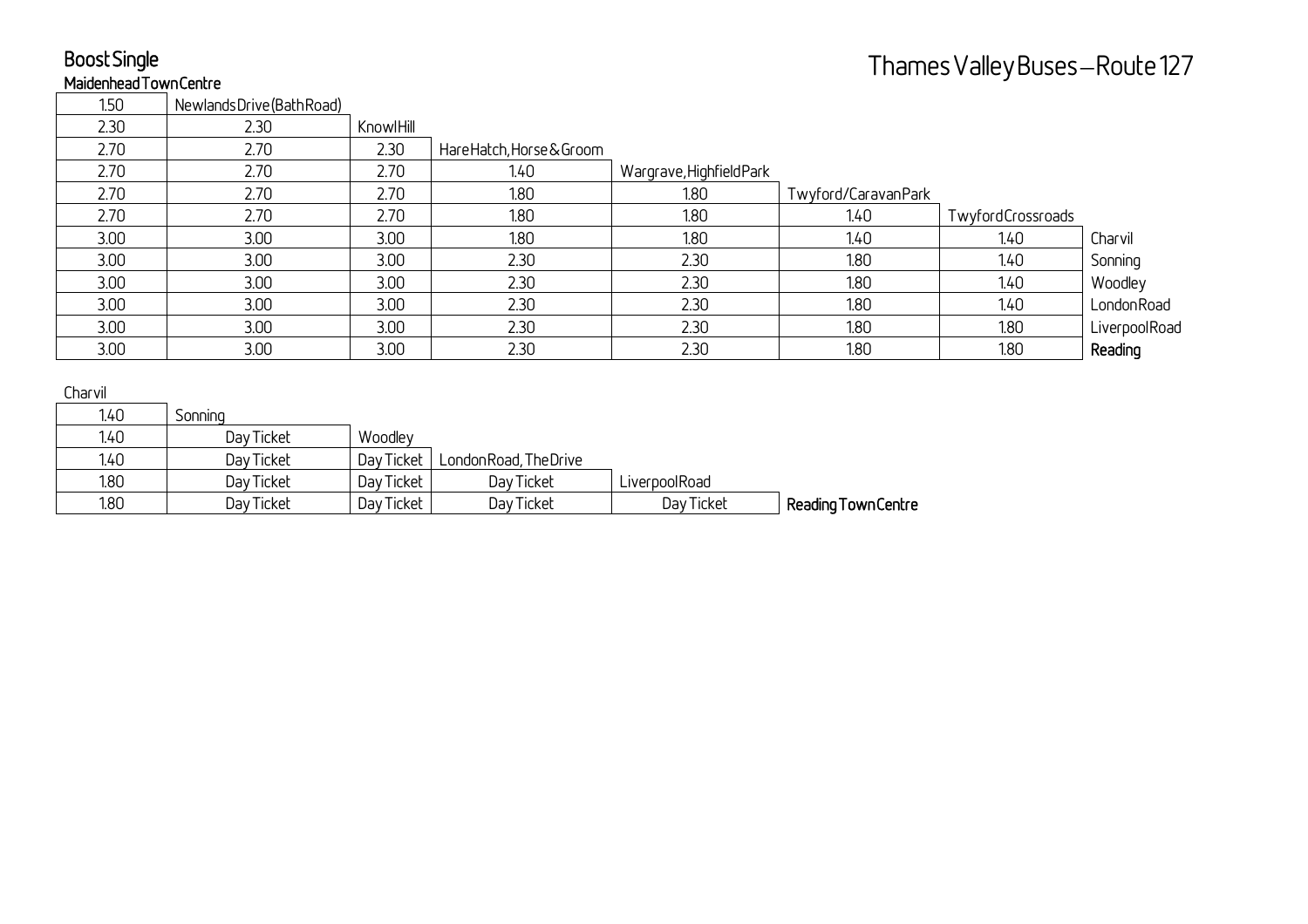# Thames Valley Buses – Route 127

## Boost Single

**Maidenhead Town Centre**

| | | | | | | | |
|---|---|---|---|---|---|---|---|
| 1.50 | Newlands Drive (Bath Road) | | | | | | |
| 2.30 | 2.30 | Knowl Hill | | | | | |
| 2.70 | 2.70 | 2.30 | Hare Hatch, Horse & Groom | | | | |
| 2.70 | 2.70 | 2.70 | 1.40 | Wargrave, Highfield Park | | | |
| 2.70 | 2.70 | 2.70 | 1.80 | 1.80 | Twyford/Caravan Park | | |
| 2.70 | 2.70 | 2.70 | 1.80 | 1.80 | 1.40 | Twyford Crossroads | |
| 3.00 | 3.00 | 3.00 | 1.80 | 1.80 | 1.40 | 1.40 | Charvil |
| 3.00 | 3.00 | 3.00 | 2.30 | 2.30 | 1.80 | 1.40 | Sonning |
| 3.00 | 3.00 | 3.00 | 2.30 | 2.30 | 1.80 | 1.40 | Woodley |
| 3.00 | 3.00 | 3.00 | 2.30 | 2.30 | 1.80 | 1.40 | London Road |
| 3.00 | 3.00 | 3.00 | 2.30 | 2.30 | 1.80 | 1.80 | Liverpool Road |
| 3.00 | 3.00 | 3.00 | 2.30 | 2.30 | 1.80 | 1.80 | **Reading** |

Charvil

| | | | | | |
|---|---|---|---|---|---|
| 1.40 | Sonning | | | | |
| 1.40 | Day Ticket | Woodley | | | |
| 1.40 | Day Ticket | Day Ticket | London Road, The Drive | | |
| 1.80 | Day Ticket | Day Ticket | Day Ticket | Liverpool Road | |
| 1.80 | Day Ticket | Day Ticket | Day Ticket | Day Ticket | **Reading Town Centre** |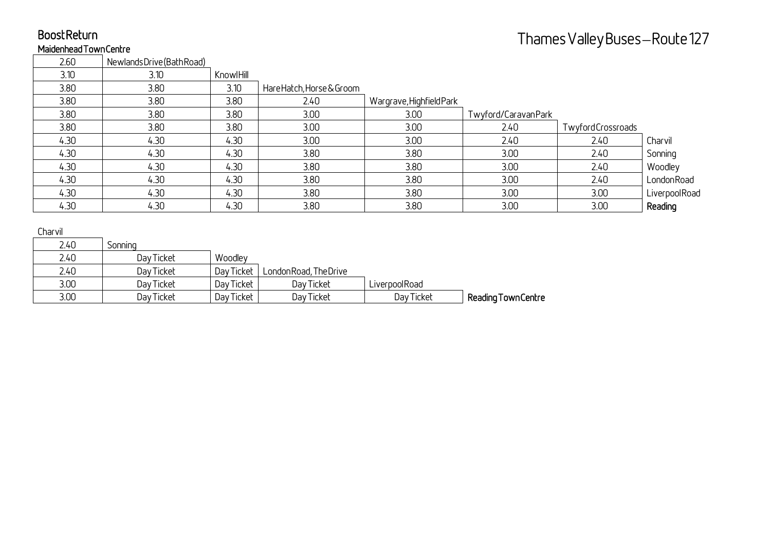## Boost Return

# Thames Valley Buses – Route 127

**Maidenhead Town Centre**

| | | | | | | | |
|---|---|---|---|---|---|---|---|
| 2.60 | Newlands Drive (Bath Road) | | | | | | |
| 3.10 | 3.10 | Knowl Hill | | | | | |
| 3.80 | 3.80 | 3.10 | Hare Hatch, Horse & Groom | | | | |
| 3.80 | 3.80 | 3.80 | 2.40 | Wargrave, Highfield Park | | | |
| 3.80 | 3.80 | 3.80 | 3.00 | 3.00 | Twyford/Caravan Park | | |
| 3.80 | 3.80 | 3.80 | 3.00 | 3.00 | 2.40 | Twyford Crossroads | |
| 4.30 | 4.30 | 4.30 | 3.00 | 3.00 | 2.40 | 2.40 | Charvil |
| 4.30 | 4.30 | 4.30 | 3.80 | 3.80 | 3.00 | 2.40 | Sonning |
| 4.30 | 4.30 | 4.30 | 3.80 | 3.80 | 3.00 | 2.40 | Woodley |
| 4.30 | 4.30 | 4.30 | 3.80 | 3.80 | 3.00 | 2.40 | London Road |
| 4.30 | 4.30 | 4.30 | 3.80 | 3.80 | 3.00 | 3.00 | Liverpool Road |
| 4.30 | 4.30 | 4.30 | 3.80 | 3.80 | 3.00 | 3.00 | **Reading** |

Charvil

| | | | | | |
|---|---|---|---|---|---|
| 2.40 | Sonning | | | | |
| 2.40 | Day Ticket | Woodley | | | |
| 2.40 | Day Ticket | Day Ticket | London Road, The Drive | | |
| 3.00 | Day Ticket | Day Ticket | Day Ticket | Liverpool Road | |
| 3.00 | Day Ticket | Day Ticket | Day Ticket | Day Ticket | **Reading Town Centre** |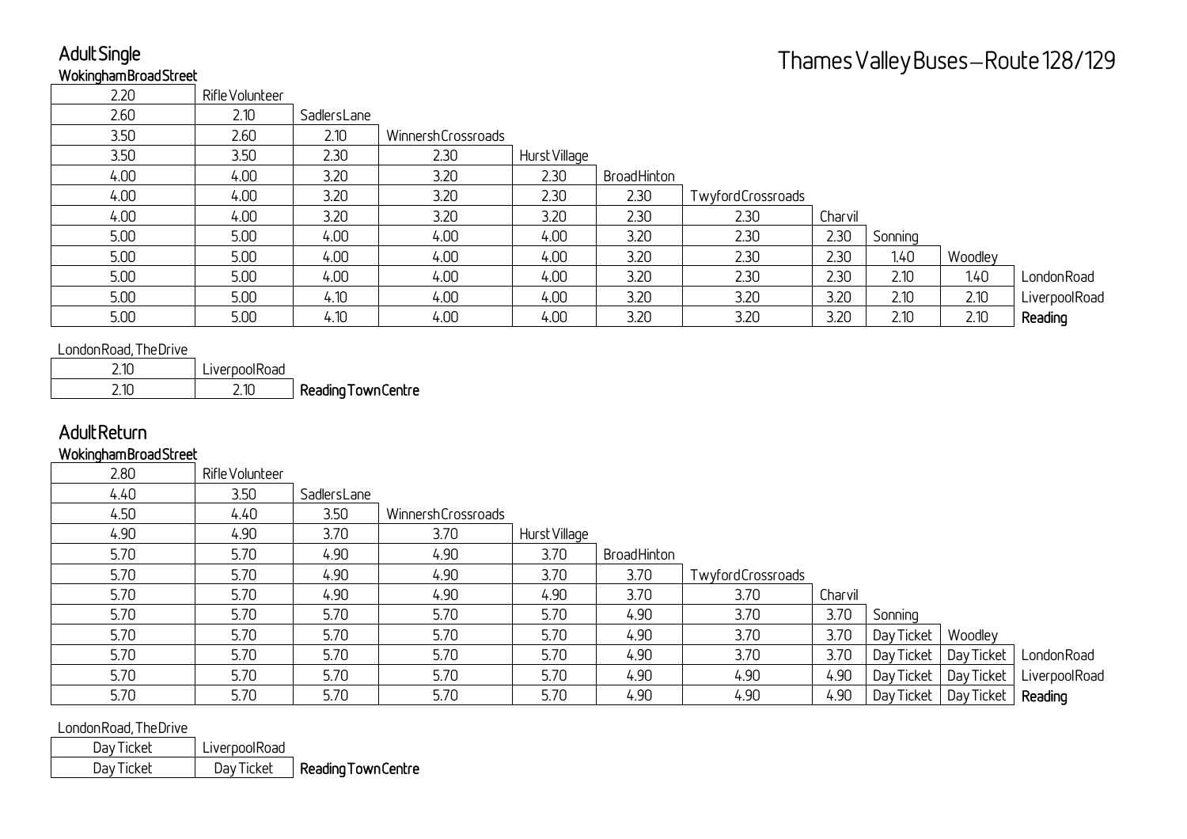# Thames Valley Buses – Route 128/129

## Adult Single

**Wokingham Broad Street**

| | | | | | | | | | | |
|---|---|---|---|---|---|---|---|---|---|---|
| 2.20 | Rifle Volunteer | | | | | | | | | |
| 2.60 | 2.10 | Sadlers Lane | | | | | | | | |
| 3.50 | 2.60 | 2.10 | Winnersh Crossroads | | | | | | | |
| 3.50 | 3.50 | 2.30 | 2.30 | Hurst Village | | | | | | |
| 4.00 | 4.00 | 3.20 | 3.20 | 2.30 | Broad Hinton | | | | | |
| 4.00 | 4.00 | 3.20 | 3.20 | 2.30 | 2.30 | Twyford Crossroads | | | | |
| 4.00 | 4.00 | 3.20 | 3.20 | 3.20 | 2.30 | 2.30 | Charvil | | | |
| 5.00 | 5.00 | 4.00 | 4.00 | 4.00 | 3.20 | 2.30 | 2.30 | Sonning | | |
| 5.00 | 5.00 | 4.00 | 4.00 | 4.00 | 3.20 | 2.30 | 2.30 | 1.40 | Woodley | |
| 5.00 | 5.00 | 4.00 | 4.00 | 4.00 | 3.20 | 2.30 | 2.30 | 2.10 | 1.40 | London Road |
| 5.00 | 5.00 | 4.10 | 4.00 | 4.00 | 3.20 | 3.20 | 3.20 | 2.10 | 2.10 | Liverpool Road |
| 5.00 | 5.00 | 4.10 | 4.00 | 4.00 | 3.20 | 3.20 | 3.20 | 2.10 | 2.10 | **Reading** |

London Road, The Drive

| | | |
|---|---|---|
| 2.10 | Liverpool Road | |
| 2.10 | 2.10 | **Reading Town Centre** |

## Adult Return

**Wokingham Broad Street**

| | | | | | | | | | | |
|---|---|---|---|---|---|---|---|---|---|---|
| 2.80 | Rifle Volunteer | | | | | | | | | |
| 4.40 | 3.50 | Sadlers Lane | | | | | | | | |
| 4.50 | 4.40 | 3.50 | Winnersh Crossroads | | | | | | | |
| 4.90 | 4.90 | 3.70 | 3.70 | Hurst Village | | | | | | |
| 5.70 | 5.70 | 4.90 | 4.90 | 3.70 | Broad Hinton | | | | | |
| 5.70 | 5.70 | 4.90 | 4.90 | 3.70 | 3.70 | Twyford Crossroads | | | | |
| 5.70 | 5.70 | 4.90 | 4.90 | 4.90 | 3.70 | 3.70 | Charvil | | | |
| 5.70 | 5.70 | 5.70 | 5.70 | 5.70 | 4.90 | 3.70 | 3.70 | Sonning | | |
| 5.70 | 5.70 | 5.70 | 5.70 | 5.70 | 4.90 | 3.70 | 3.70 | Day Ticket | Woodley | |
| 5.70 | 5.70 | 5.70 | 5.70 | 5.70 | 4.90 | 3.70 | 3.70 | Day Ticket | Day Ticket | London Road |
| 5.70 | 5.70 | 5.70 | 5.70 | 5.70 | 4.90 | 4.90 | 4.90 | Day Ticket | Day Ticket | Liverpool Road |
| 5.70 | 5.70 | 5.70 | 5.70 | 5.70 | 4.90 | 4.90 | 4.90 | Day Ticket | Day Ticket | **Reading** |

London Road, The Drive

| | | |
|---|---|---|
| Day Ticket | Liverpool Road | |
| Day Ticket | Day Ticket | **Reading Town Centre** |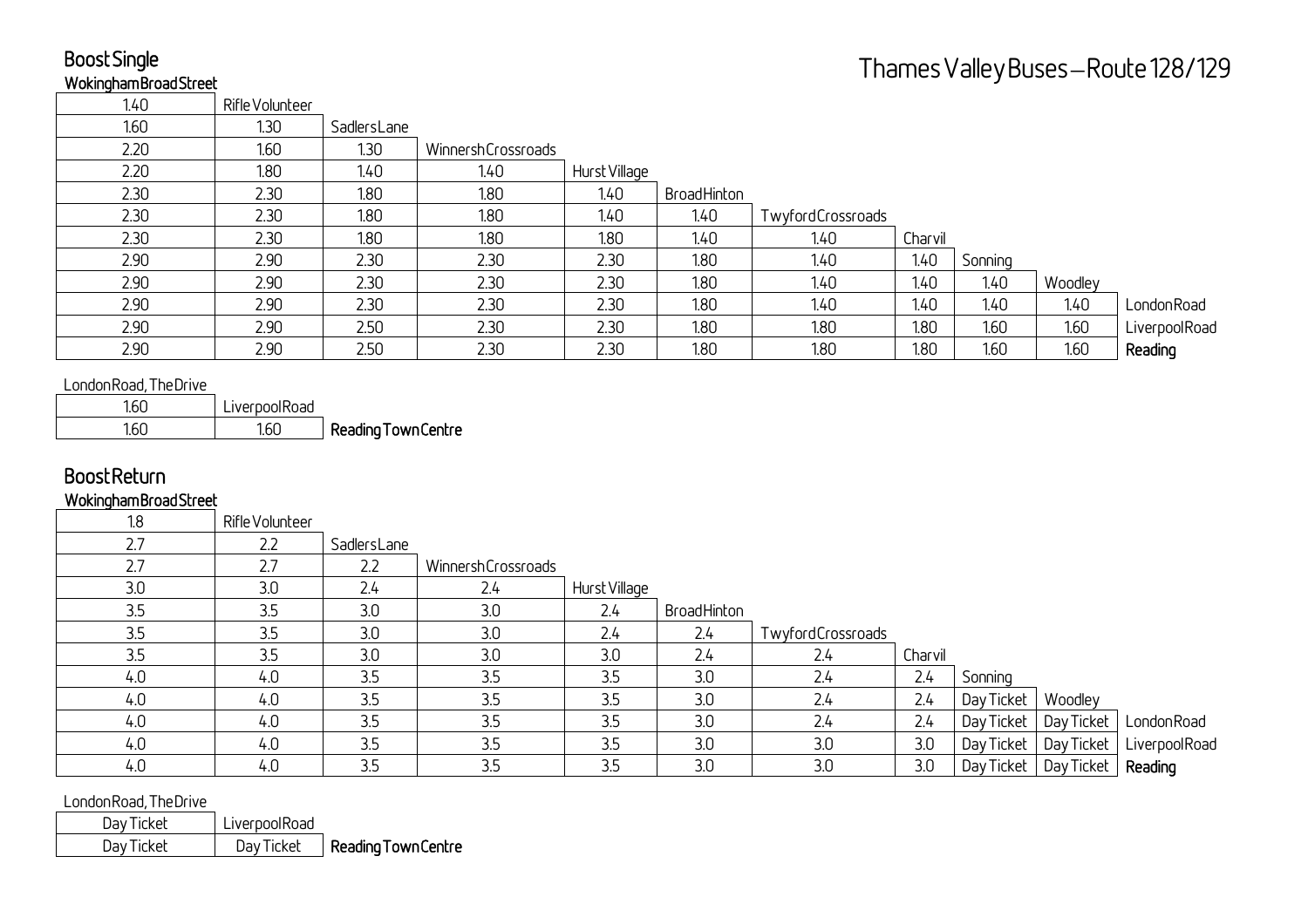# Thames Valley Buses – Route 128/129

## Boost Single

**Wokingham Broad Street**

| | | | | | | | | | | |
|---|---|---|---|---|---|---|---|---|---|---|
| 1.40 | Rifle Volunteer | | | | | | | | | |
| 1.60 | 1.30 | Sadlers Lane | | | | | | | | |
| 2.20 | 1.60 | 1.30 | Winnersh Crossroads | | | | | | | |
| 2.20 | 1.80 | 1.40 | 1.40 | Hurst Village | | | | | | |
| 2.30 | 2.30 | 1.80 | 1.80 | 1.40 | Broad Hinton | | | | | |
| 2.30 | 2.30 | 1.80 | 1.80 | 1.40 | 1.40 | Twyford Crossroads | | | | |
| 2.30 | 2.30 | 1.80 | 1.80 | 1.80 | 1.40 | 1.40 | Charvil | | | |
| 2.90 | 2.90 | 2.30 | 2.30 | 2.30 | 1.80 | 1.40 | 1.40 | Sonning | | |
| 2.90 | 2.90 | 2.30 | 2.30 | 2.30 | 1.80 | 1.40 | 1.40 | 1.40 | Woodley | |
| 2.90 | 2.90 | 2.30 | 2.30 | 2.30 | 1.80 | 1.40 | 1.40 | 1.40 | 1.40 | London Road |
| 2.90 | 2.90 | 2.50 | 2.30 | 2.30 | 1.80 | 1.80 | 1.80 | 1.60 | 1.60 | Liverpool Road |
| 2.90 | 2.90 | 2.50 | 2.30 | 2.30 | 1.80 | 1.80 | 1.80 | 1.60 | 1.60 | **Reading** |

London Road, The Drive

| | | |
|---|---|---|
| 1.60 | Liverpool Road | |
| 1.60 | 1.60 | **Reading Town Centre** |

## Boost Return

**Wokingham Broad Street**

| | | | | | | | | | | |
|---|---|---|---|---|---|---|---|---|---|---|
| 1.8 | Rifle Volunteer | | | | | | | | | |
| 2.7 | 2.2 | Sadlers Lane | | | | | | | | |
| 2.7 | 2.7 | 2.2 | Winnersh Crossroads | | | | | | | |
| 3.0 | 3.0 | 2.4 | 2.4 | Hurst Village | | | | | | |
| 3.5 | 3.5 | 3.0 | 3.0 | 2.4 | Broad Hinton | | | | | |
| 3.5 | 3.5 | 3.0 | 3.0 | 2.4 | 2.4 | Twyford Crossroads | | | | |
| 3.5 | 3.5 | 3.0 | 3.0 | 3.0 | 2.4 | 2.4 | Charvil | | | |
| 4.0 | 4.0 | 3.5 | 3.5 | 3.5 | 3.0 | 2.4 | 2.4 | Sonning | | |
| 4.0 | 4.0 | 3.5 | 3.5 | 3.5 | 3.0 | 2.4 | 2.4 | Day Ticket | Woodley | |
| 4.0 | 4.0 | 3.5 | 3.5 | 3.5 | 3.0 | 2.4 | 2.4 | Day Ticket | Day Ticket | London Road |
| 4.0 | 4.0 | 3.5 | 3.5 | 3.5 | 3.0 | 3.0 | 3.0 | Day Ticket | Day Ticket | Liverpool Road |
| 4.0 | 4.0 | 3.5 | 3.5 | 3.5 | 3.0 | 3.0 | 3.0 | Day Ticket | Day Ticket | **Reading** |

London Road, The Drive

| | | |
|---|---|---|
| Day Ticket | Liverpool Road | |
| Day Ticket | Day Ticket | **Reading Town Centre** |